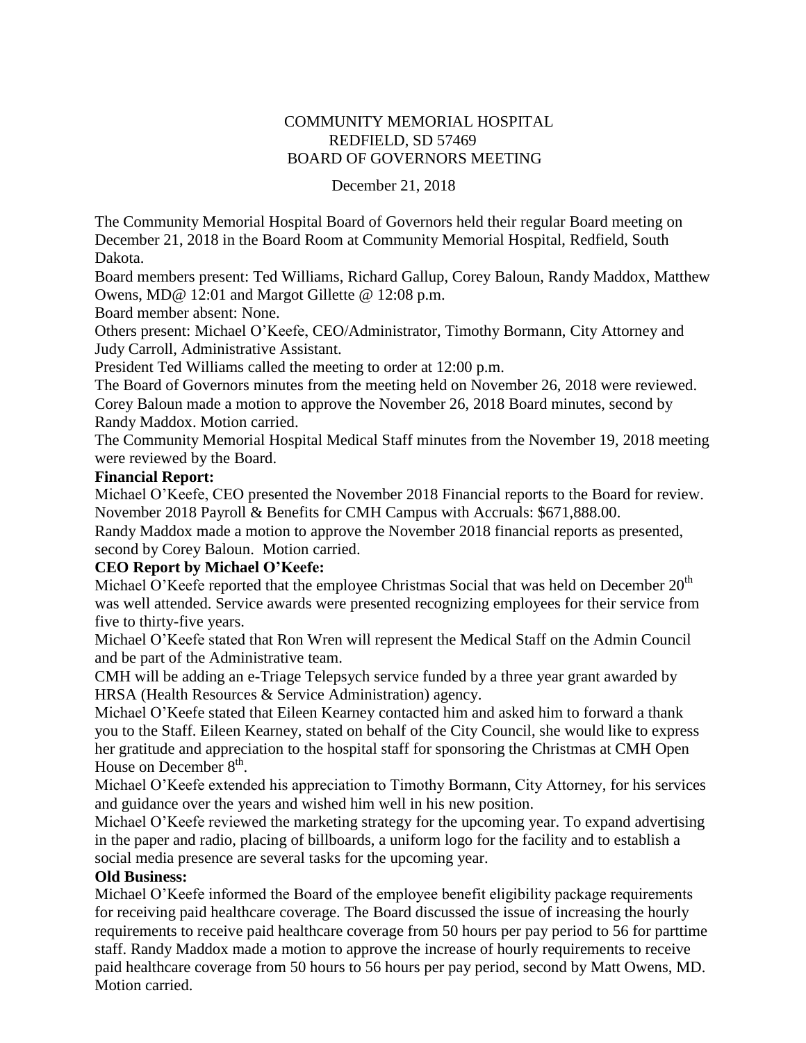COMMUNITY MEMORIAL HOSPITAL
REDFIELD, SD 57469
BOARD OF GOVERNORS MEETING

December 21, 2018

The Community Memorial Hospital Board of Governors held their regular Board meeting on December 21, 2018 in the Board Room at Community Memorial Hospital, Redfield, South Dakota.

Board members present: Ted Williams, Richard Gallup, Corey Baloun, Randy Maddox, Matthew Owens, MD@ 12:01 and Margot Gillette @ 12:08 p.m.

Board member absent: None.

Others present: Michael O'Keefe, CEO/Administrator, Timothy Bormann, City Attorney and Judy Carroll, Administrative Assistant.

President Ted Williams called the meeting to order at 12:00 p.m.

The Board of Governors minutes from the meeting held on November 26, 2018 were reviewed. Corey Baloun made a motion to approve the November 26, 2018 Board minutes, second by Randy Maddox. Motion carried.

The Community Memorial Hospital Medical Staff minutes from the November 19, 2018 meeting were reviewed by the Board.

**Financial Report:**

Michael O'Keefe, CEO presented the November 2018 Financial reports to the Board for review. November 2018 Payroll & Benefits for CMH Campus with Accruals: $671,888.00.

Randy Maddox made a motion to approve the November 2018 financial reports as presented, second by Corey Baloun. Motion carried.

**CEO Report by Michael O'Keefe:**

Michael O'Keefe reported that the employee Christmas Social that was held on December 20th was well attended. Service awards were presented recognizing employees for their service from five to thirty-five years.

Michael O'Keefe stated that Ron Wren will represent the Medical Staff on the Admin Council and be part of the Administrative team.

CMH will be adding an e-Triage Telepsych service funded by a three year grant awarded by HRSA (Health Resources & Service Administration) agency.

Michael O'Keefe stated that Eileen Kearney contacted him and asked him to forward a thank you to the Staff. Eileen Kearney, stated on behalf of the City Council, she would like to express her gratitude and appreciation to the hospital staff for sponsoring the Christmas at CMH Open House on December 8th.

Michael O'Keefe extended his appreciation to Timothy Bormann, City Attorney, for his services and guidance over the years and wished him well in his new position.

Michael O'Keefe reviewed the marketing strategy for the upcoming year. To expand advertising in the paper and radio, placing of billboards, a uniform logo for the facility and to establish a social media presence are several tasks for the upcoming year.

**Old Business:**

Michael O'Keefe informed the Board of the employee benefit eligibility package requirements for receiving paid healthcare coverage. The Board discussed the issue of increasing the hourly requirements to receive paid healthcare coverage from 50 hours per pay period to 56 for parttime staff. Randy Maddox made a motion to approve the increase of hourly requirements to receive paid healthcare coverage from 50 hours to 56 hours per pay period, second by Matt Owens, MD. Motion carried.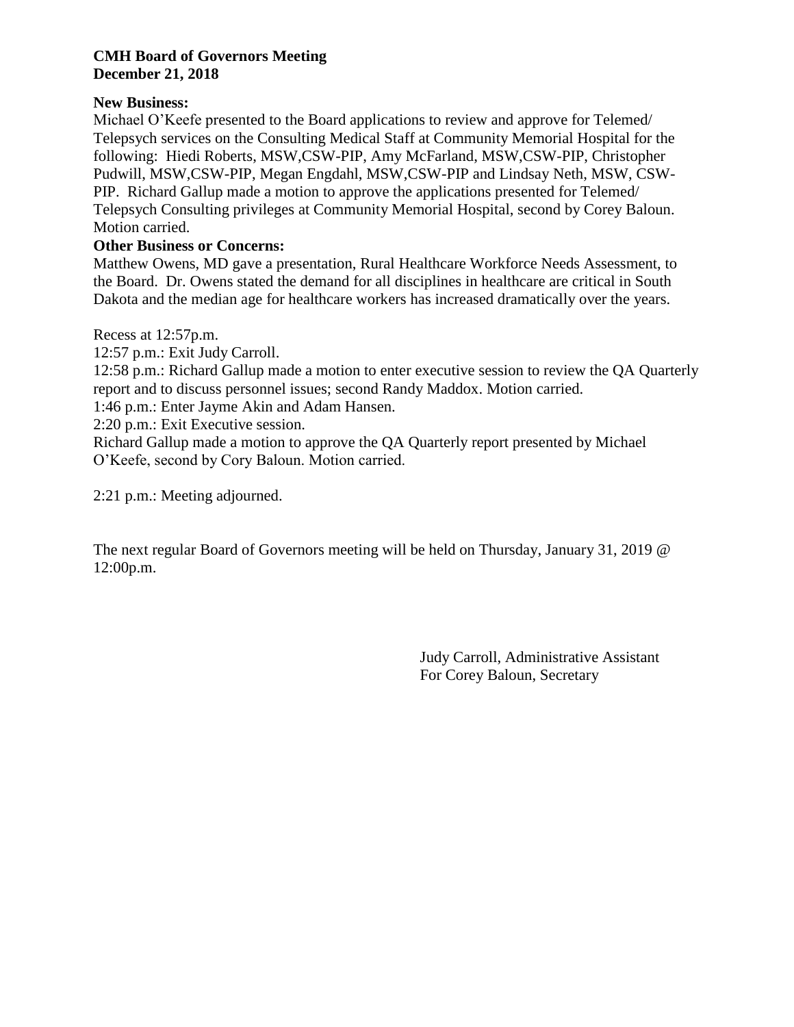**CMH Board of Governors Meeting**
**December 21, 2018**

**New Business:**

Michael O'Keefe presented to the Board applications to review and approve for Telemed/ Telepsych services on the Consulting Medical Staff at Community Memorial Hospital for the following: Hiedi Roberts, MSW,CSW-PIP, Amy McFarland, MSW,CSW-PIP, Christopher Pudwill, MSW,CSW-PIP, Megan Engdahl, MSW,CSW-PIP and Lindsay Neth, MSW, CSW-PIP. Richard Gallup made a motion to approve the applications presented for Telemed/ Telepsych Consulting privileges at Community Memorial Hospital, second by Corey Baloun. Motion carried.

**Other Business or Concerns:**

Matthew Owens, MD gave a presentation, Rural Healthcare Workforce Needs Assessment, to the Board. Dr. Owens stated the demand for all disciplines in healthcare are critical in South Dakota and the median age for healthcare workers has increased dramatically over the years.

Recess at 12:57p.m.
12:57 p.m.: Exit Judy Carroll.
12:58 p.m.: Richard Gallup made a motion to enter executive session to review the QA Quarterly report and to discuss personnel issues; second Randy Maddox. Motion carried.
1:46 p.m.: Enter Jayme Akin and Adam Hansen.
2:20 p.m.: Exit Executive session.
Richard Gallup made a motion to approve the QA Quarterly report presented by Michael O'Keefe, second by Cory Baloun. Motion carried.

2:21 p.m.: Meeting adjourned.

The next regular Board of Governors meeting will be held on Thursday, January 31, 2019 @ 12:00p.m.

Judy Carroll, Administrative Assistant
For Corey Baloun, Secretary